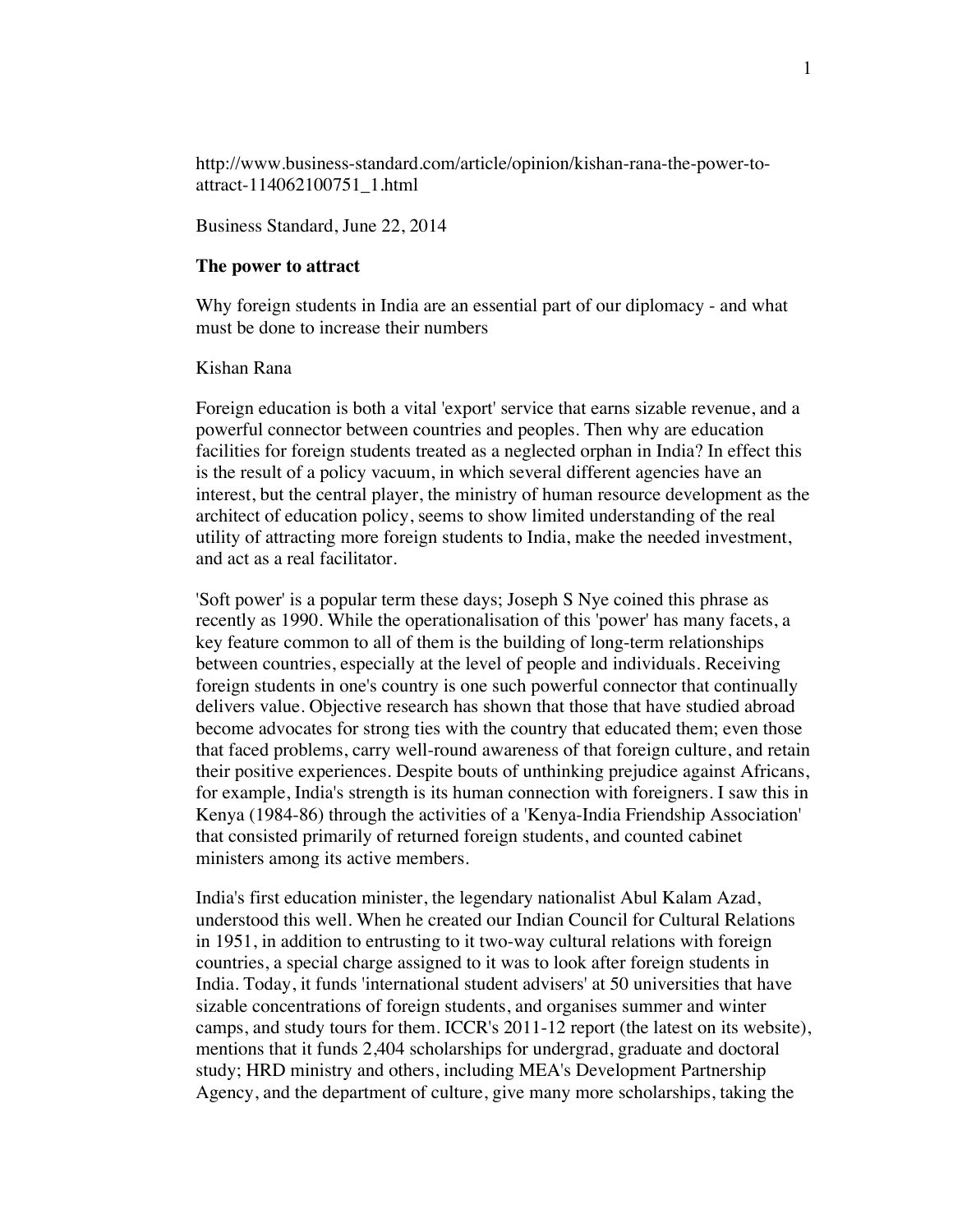http://www.business-standard.com/article/opinion/kishan-rana-the-power-to-attract-114062100751_1.html

Business Standard, June 22, 2014

**The power to attract**

Why foreign students in India are an essential part of our diplomacy - and what must be done to increase their numbers

Kishan Rana

Foreign education is both a vital 'export' service that earns sizable revenue, and a powerful connector between countries and peoples. Then why are education facilities for foreign students treated as a neglected orphan in India? In effect this is the result of a policy vacuum, in which several different agencies have an interest, but the central player, the ministry of human resource development as the architect of education policy, seems to show limited understanding of the real utility of attracting more foreign students to India, make the needed investment, and act as a real facilitator.

'Soft power' is a popular term these days; Joseph S Nye coined this phrase as recently as 1990. While the operationalisation of this 'power' has many facets, a key feature common to all of them is the building of long-term relationships between countries, especially at the level of people and individuals. Receiving foreign students in one's country is one such powerful connector that continually delivers value. Objective research has shown that those that have studied abroad become advocates for strong ties with the country that educated them; even those that faced problems, carry well-round awareness of that foreign culture, and retain their positive experiences. Despite bouts of unthinking prejudice against Africans, for example, India's strength is its human connection with foreigners. I saw this in Kenya (1984-86) through the activities of a 'Kenya-India Friendship Association' that consisted primarily of returned foreign students, and counted cabinet ministers among its active members.

India's first education minister, the legendary nationalist Abul Kalam Azad, understood this well. When he created our Indian Council for Cultural Relations in 1951, in addition to entrusting to it two-way cultural relations with foreign countries, a special charge assigned to it was to look after foreign students in India. Today, it funds 'international student advisers' at 50 universities that have sizable concentrations of foreign students, and organises summer and winter camps, and study tours for them. ICCR's 2011-12 report (the latest on its website), mentions that it funds 2,404 scholarships for undergrad, graduate and doctoral study; HRD ministry and others, including MEA's Development Partnership Agency, and the department of culture, give many more scholarships, taking the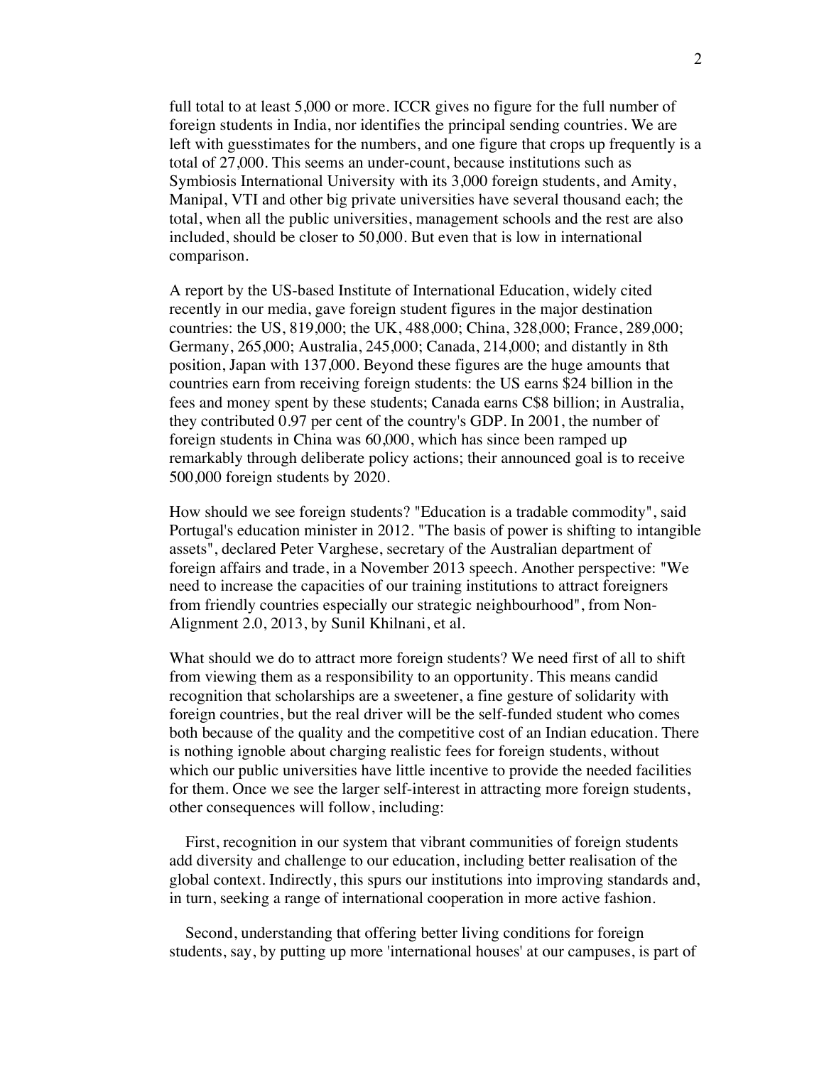full total to at least 5,000 or more. ICCR gives no figure for the full number of foreign students in India, nor identifies the principal sending countries. We are left with guesstimates for the numbers, and one figure that crops up frequently is a total of 27,000. This seems an under-count, because institutions such as Symbiosis International University with its 3,000 foreign students, and Amity, Manipal, VTI and other big private universities have several thousand each; the total, when all the public universities, management schools and the rest are also included, should be closer to 50,000. But even that is low in international comparison.

A report by the US-based Institute of International Education, widely cited recently in our media, gave foreign student figures in the major destination countries: the US, 819,000; the UK, 488,000; China, 328,000; France, 289,000; Germany, 265,000; Australia, 245,000; Canada, 214,000; and distantly in 8th position, Japan with 137,000. Beyond these figures are the huge amounts that countries earn from receiving foreign students: the US earns $24 billion in the fees and money spent by these students; Canada earns C$8 billion; in Australia, they contributed 0.97 per cent of the country's GDP. In 2001, the number of foreign students in China was 60,000, which has since been ramped up remarkably through deliberate policy actions; their announced goal is to receive 500,000 foreign students by 2020.

How should we see foreign students? "Education is a tradable commodity", said Portugal's education minister in 2012. "The basis of power is shifting to intangible assets", declared Peter Varghese, secretary of the Australian department of foreign affairs and trade, in a November 2013 speech. Another perspective: "We need to increase the capacities of our training institutions to attract foreigners from friendly countries especially our strategic neighbourhood", from Non-Alignment 2.0, 2013, by Sunil Khilnani, et al.

What should we do to attract more foreign students? We need first of all to shift from viewing them as a responsibility to an opportunity. This means candid recognition that scholarships are a sweetener, a fine gesture of solidarity with foreign countries, but the real driver will be the self-funded student who comes both because of the quality and the competitive cost of an Indian education. There is nothing ignoble about charging realistic fees for foreign students, without which our public universities have little incentive to provide the needed facilities for them. Once we see the larger self-interest in attracting more foreign students, other consequences will follow, including:

First, recognition in our system that vibrant communities of foreign students add diversity and challenge to our education, including better realisation of the global context. Indirectly, this spurs our institutions into improving standards and, in turn, seeking a range of international cooperation in more active fashion.

Second, understanding that offering better living conditions for foreign students, say, by putting up more 'international houses' at our campuses, is part of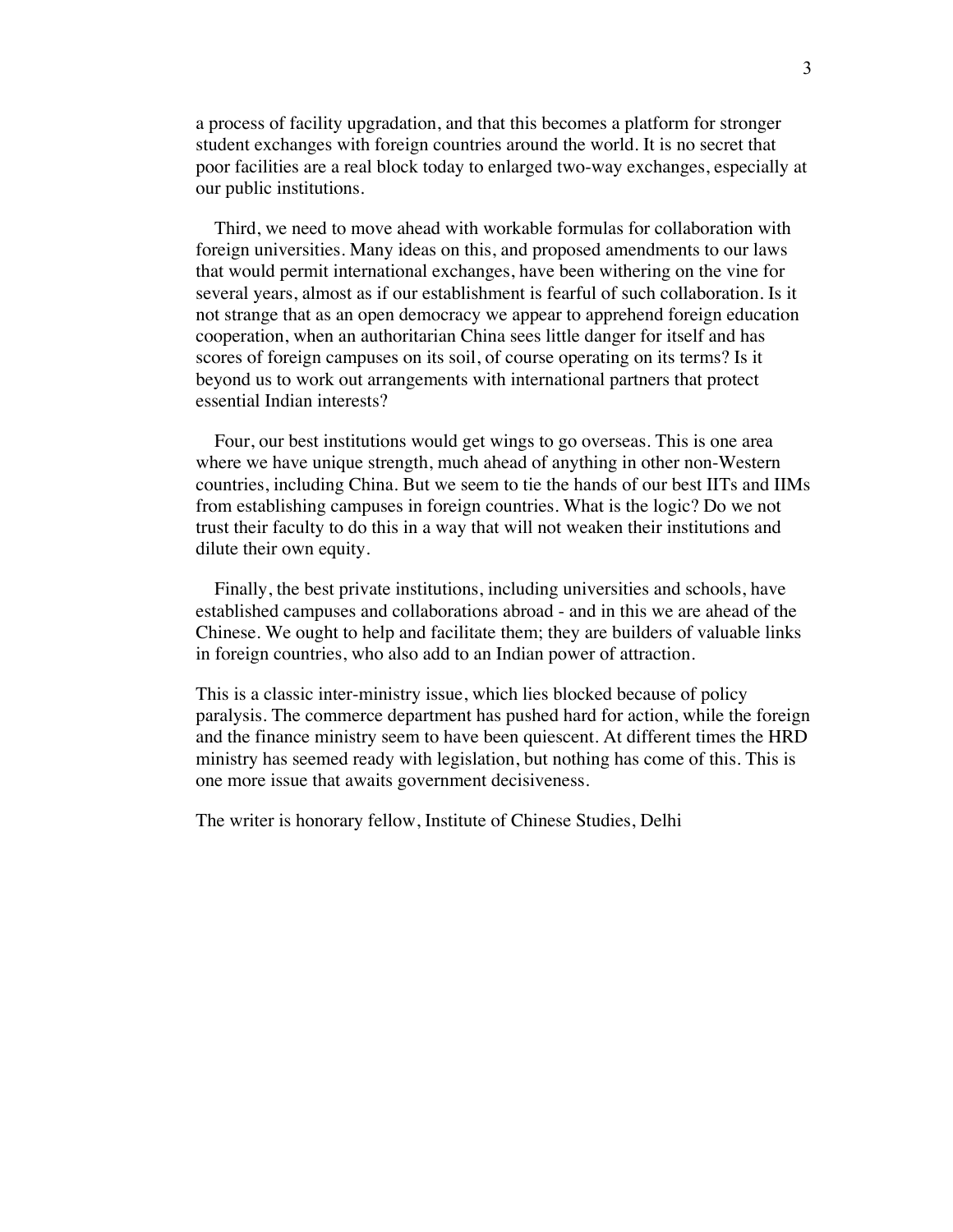a process of facility upgradation, and that this becomes a platform for stronger student exchanges with foreign countries around the world. It is no secret that poor facilities are a real block today to enlarged two-way exchanges, especially at our public institutions.

Third, we need to move ahead with workable formulas for collaboration with foreign universities. Many ideas on this, and proposed amendments to our laws that would permit international exchanges, have been withering on the vine for several years, almost as if our establishment is fearful of such collaboration. Is it not strange that as an open democracy we appear to apprehend foreign education cooperation, when an authoritarian China sees little danger for itself and has scores of foreign campuses on its soil, of course operating on its terms? Is it beyond us to work out arrangements with international partners that protect essential Indian interests?

Four, our best institutions would get wings to go overseas. This is one area where we have unique strength, much ahead of anything in other non-Western countries, including China. But we seem to tie the hands of our best IITs and IIMs from establishing campuses in foreign countries. What is the logic? Do we not trust their faculty to do this in a way that will not weaken their institutions and dilute their own equity.

Finally, the best private institutions, including universities and schools, have established campuses and collaborations abroad - and in this we are ahead of the Chinese. We ought to help and facilitate them; they are builders of valuable links in foreign countries, who also add to an Indian power of attraction.

This is a classic inter-ministry issue, which lies blocked because of policy paralysis. The commerce department has pushed hard for action, while the foreign and the finance ministry seem to have been quiescent. At different times the HRD ministry has seemed ready with legislation, but nothing has come of this. This is one more issue that awaits government decisiveness.

The writer is honorary fellow, Institute of Chinese Studies, Delhi